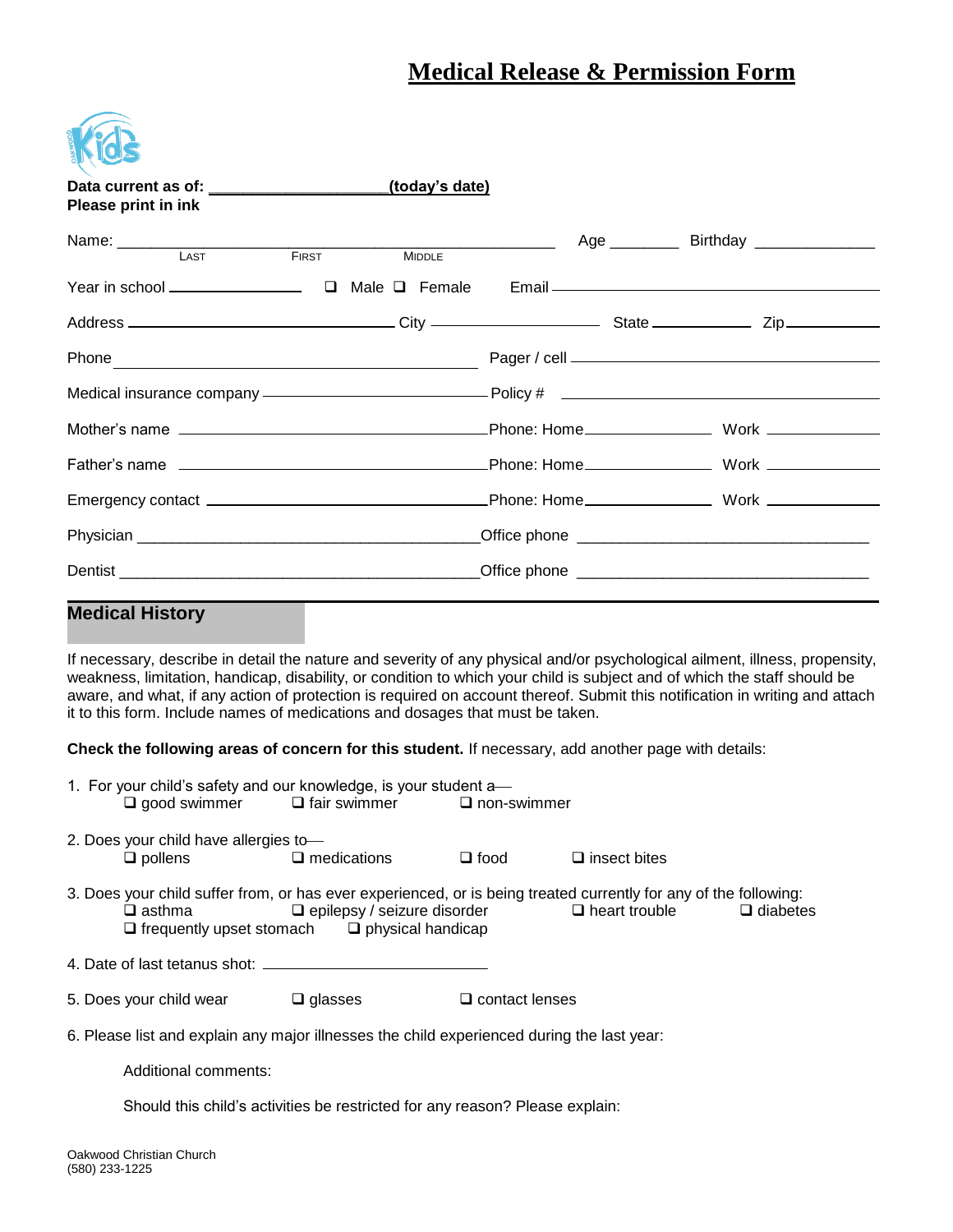# Medical Release & Permission Form

**Data current as of: ____________________(today's date)**
**Please print in ink**

Name: ______________________________________________ Age ________ Birthday _____________
LAST FIRST MIDDLE

Year in school _______________ ❑ Male ❑ Female Email _____________________________________

Address ______________________________ City ___________________ State ___________ Zip__________

Phone _________________________________________ Pager / cell _________________________________

Medical insurance company _________________________ Policy # _____________________________________

Mother's name __________________________________ Phone: Home______________ Work ____________

Father's name __________________________________ Phone: Home______________ Work ____________

Emergency contact ______________________________ Phone: Home______________ Work ____________

Physician ______________________________________ Office phone ________________________________

Dentist ________________________________________ Office phone ________________________________

## Medical History

If necessary, describe in detail the nature and severity of any physical and/or psychological ailment, illness, propensity, weakness, limitation, handicap, disability, or condition to which your child is subject and of which the staff should be aware, and what, if any action of protection is required on account thereof. Submit this notification in writing and attach it to this form. Include names of medications and dosages that must be taken.

**Check the following areas of concern for this student.** If necessary, add another page with details:

1. For your child's safety and our knowledge, is your student a—
   ❑ good swimmer ❑ fair swimmer ❑ non-swimmer

2. Does your child have allergies to—
   ❑ pollens ❑ medications ❑ food ❑ insect bites

3. Does your child suffer from, or has ever experienced, or is being treated currently for any of the following:
   ❑ asthma ❑ epilepsy / seizure disorder ❑ heart trouble ❑ diabetes
   ❑ frequently upset stomach ❑ physical handicap

4. Date of last tetanus shot: ________________________

5. Does your child wear ❑ glasses ❑ contact lenses

6. Please list and explain any major illnesses the child experienced during the last year:

   Additional comments:

   Should this child's activities be restricted for any reason? Please explain:

Oakwood Christian Church
(580) 233-1225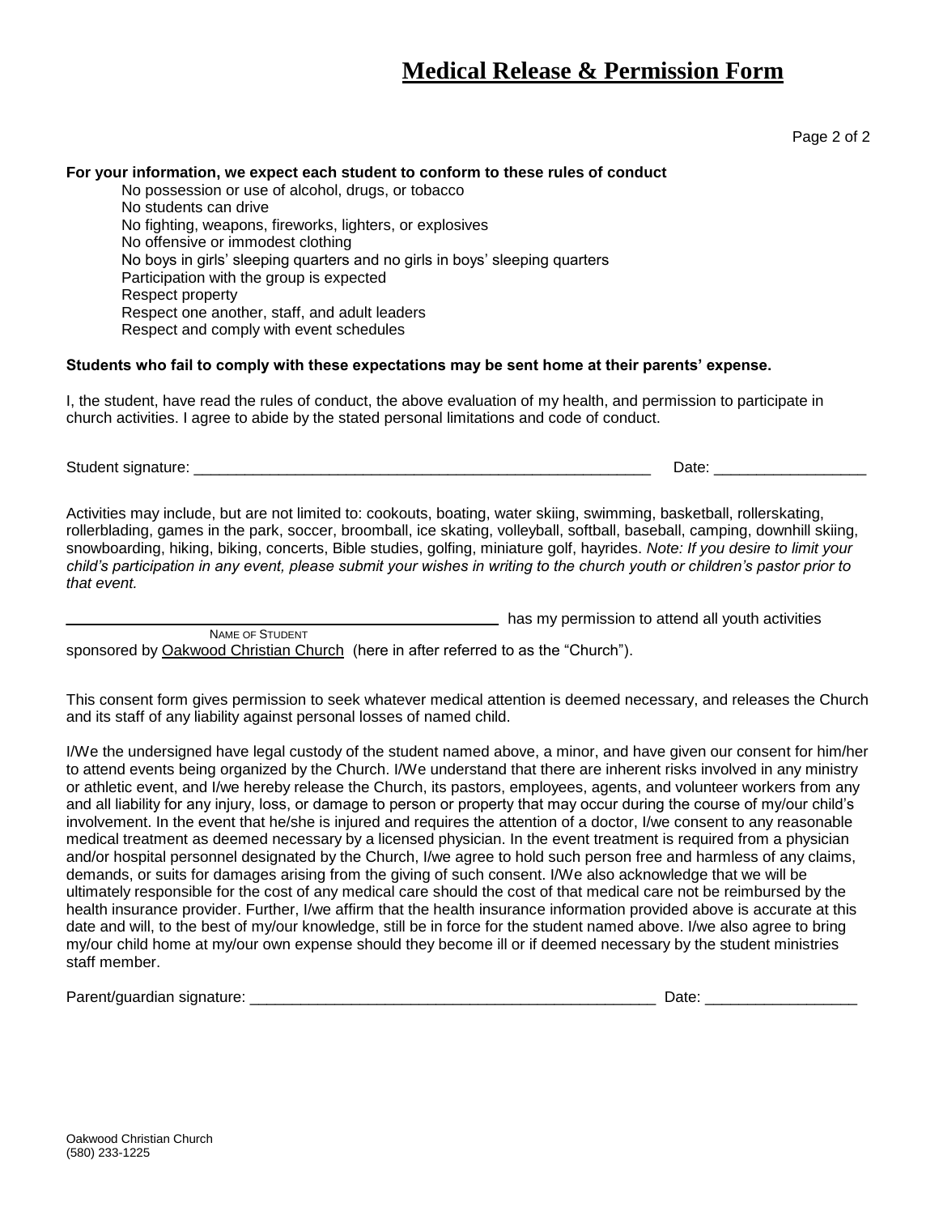# Medical Release & Permission Form

**For your information, we expect each student to conform to these rules of conduct**

- No possession or use of alcohol, drugs, or tobacco
- No students can drive
- No fighting, weapons, fireworks, lighters, or explosives
- No offensive or immodest clothing
- No boys in girls' sleeping quarters and no girls in boys' sleeping quarters
- Participation with the group is expected
- Respect property
- Respect one another, staff, and adult leaders
- Respect and comply with event schedules

**Students who fail to comply with these expectations may be sent home at their parents' expense.**

I, the student, have read the rules of conduct, the above evaluation of my health, and permission to participate in church activities. I agree to abide by the stated personal limitations and code of conduct.

Student signature: ________________________________________________________ Date: __________________

Activities may include, but are not limited to: cookouts, boating, water skiing, swimming, basketball, rollerskating, rollerblading, games in the park, soccer, broomball, ice skating, volleyball, softball, baseball, camping, downhill skiing, snowboarding, hiking, biking, concerts, Bible studies, golfing, miniature golf, hayrides. *Note: If you desire to limit your child's participation in any event, please submit your wishes in writing to the church youth or children's pastor prior to that event.*

______________________________________________ has my permission to attend all youth activities
NAME OF STUDENT
sponsored by Oakwood Christian Church (here in after referred to as the "Church").

This consent form gives permission to seek whatever medical attention is deemed necessary, and releases the Church and its staff of any liability against personal losses of named child.

I/We the undersigned have legal custody of the student named above, a minor, and have given our consent for him/her to attend events being organized by the Church. I/We understand that there are inherent risks involved in any ministry or athletic event, and I/we hereby release the Church, its pastors, employees, agents, and volunteer workers from any and all liability for any injury, loss, or damage to person or property that may occur during the course of my/our child's involvement. In the event that he/she is injured and requires the attention of a doctor, I/we consent to any reasonable medical treatment as deemed necessary by a licensed physician. In the event treatment is required from a physician and/or hospital personnel designated by the Church, I/we agree to hold such person free and harmless of any claims, demands, or suits for damages arising from the giving of such consent. I/We also acknowledge that we will be ultimately responsible for the cost of any medical care should the cost of that medical care not be reimbursed by the health insurance provider. Further, I/we affirm that the health insurance information provided above is accurate at this date and will, to the best of my/our knowledge, still be in force for the student named above. I/we also agree to bring my/our child home at my/our own expense should they become ill or if deemed necessary by the student ministries staff member.

Parent/guardian signature: __________________________________________________ Date: __________________

Oakwood Christian Church
(580) 233-1225